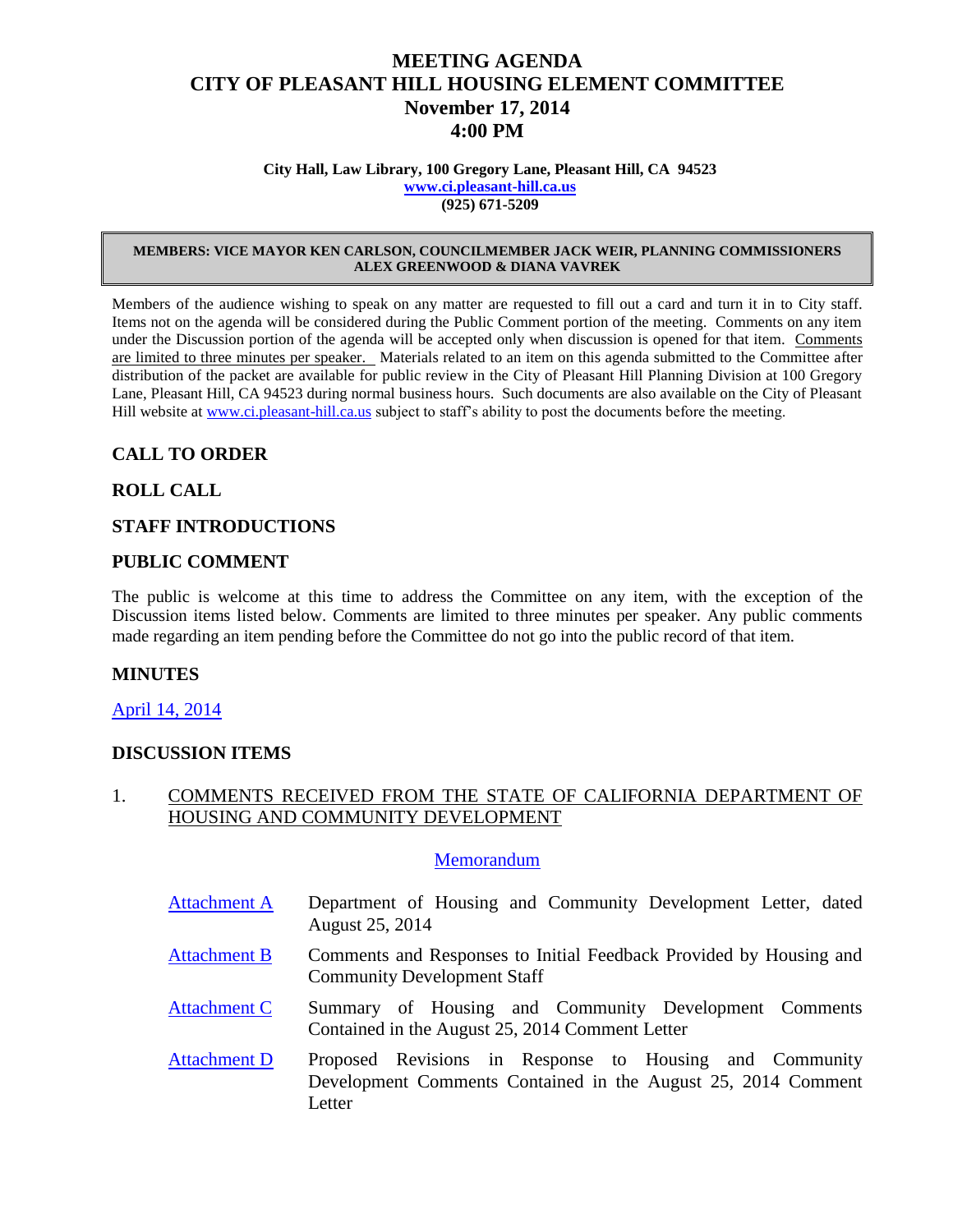# MEETING AGENDA
# CITY OF PLEASANT HILL HOUSING ELEMENT COMMITTEE
# November 17, 2014
# 4:00 PM

**City Hall, Law Library, 100 Gregory Lane, Pleasant Hill, CA 94523**
**www.ci.pleasant-hill.ca.us**
**(925) 671-5209**

**MEMBERS: VICE MAYOR KEN CARLSON, COUNCILMEMBER JACK WEIR, PLANNING COMMISSIONERS ALEX GREENWOOD & DIANA VAVREK**

Members of the audience wishing to speak on any matter are requested to fill out a card and turn it in to City staff. Items not on the agenda will be considered during the Public Comment portion of the meeting. Comments on any item under the Discussion portion of the agenda will be accepted only when discussion is opened for that item. Comments are limited to three minutes per speaker. Materials related to an item on this agenda submitted to the Committee after distribution of the packet are available for public review in the City of Pleasant Hill Planning Division at 100 Gregory Lane, Pleasant Hill, CA 94523 during normal business hours. Such documents are also available on the City of Pleasant Hill website at www.ci.pleasant-hill.ca.us subject to staff's ability to post the documents before the meeting.

## CALL TO ORDER

## ROLL CALL

## STAFF INTRODUCTIONS

## PUBLIC COMMENT

The public is welcome at this time to address the Committee on any item, with the exception of the Discussion items listed below. Comments are limited to three minutes per speaker. Any public comments made regarding an item pending before the Committee do not go into the public record of that item.

## MINUTES

April 14, 2014

## DISCUSSION ITEMS

1. COMMENTS RECEIVED FROM THE STATE OF CALIFORNIA DEPARTMENT OF HOUSING AND COMMUNITY DEVELOPMENT

   Memorandum

   - Attachment A — Department of Housing and Community Development Letter, dated August 25, 2014
   - Attachment B — Comments and Responses to Initial Feedback Provided by Housing and Community Development Staff
   - Attachment C — Summary of Housing and Community Development Comments Contained in the August 25, 2014 Comment Letter
   - Attachment D — Proposed Revisions in Response to Housing and Community Development Comments Contained in the August 25, 2014 Comment Letter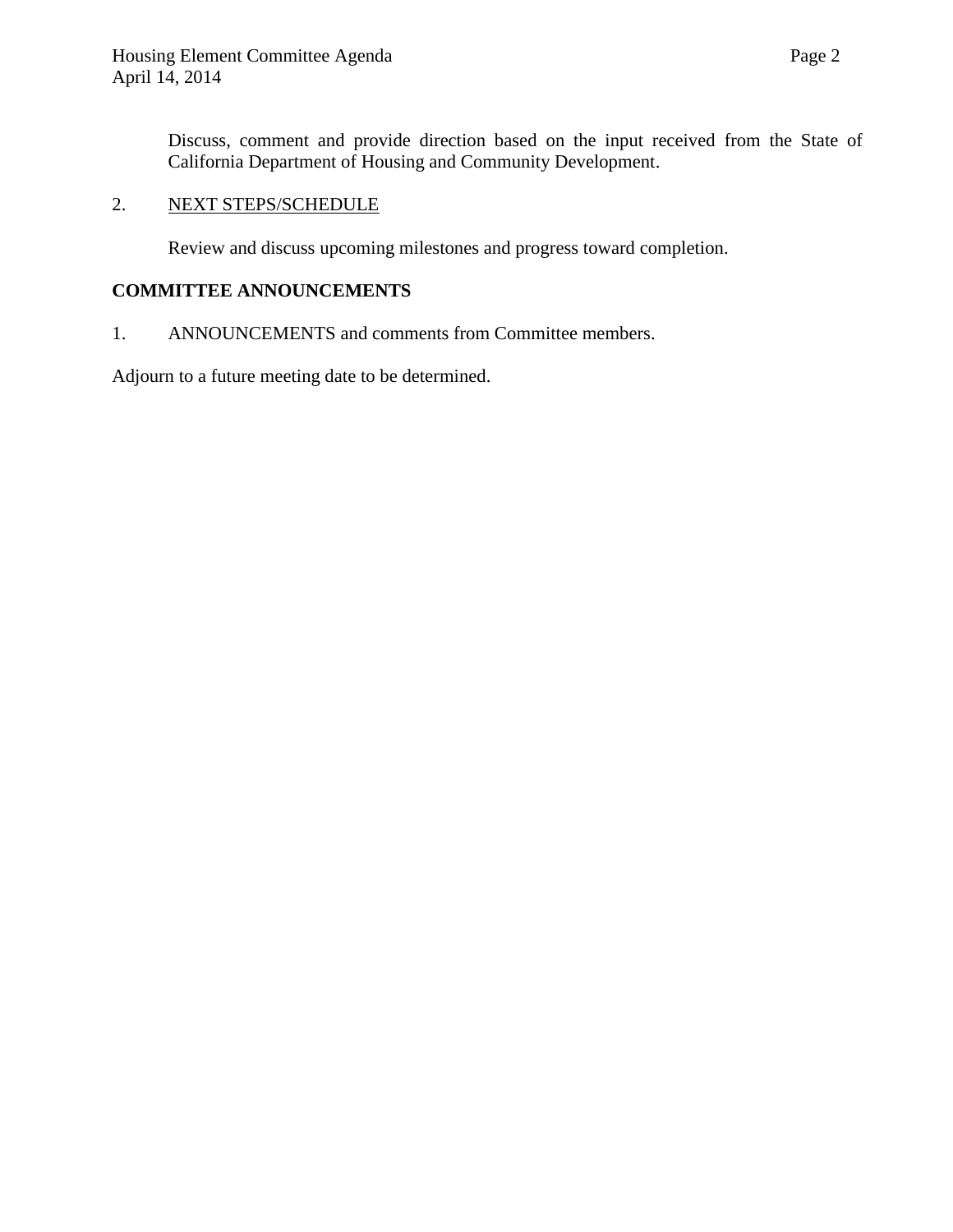Discuss, comment and provide direction based on the input received from the State of California Department of Housing and Community Development.

2. NEXT STEPS/SCHEDULE

   Review and discuss upcoming milestones and progress toward completion.

**COMMITTEE ANNOUNCEMENTS**

1. ANNOUNCEMENTS and comments from Committee members.

Adjourn to a future meeting date to be determined.